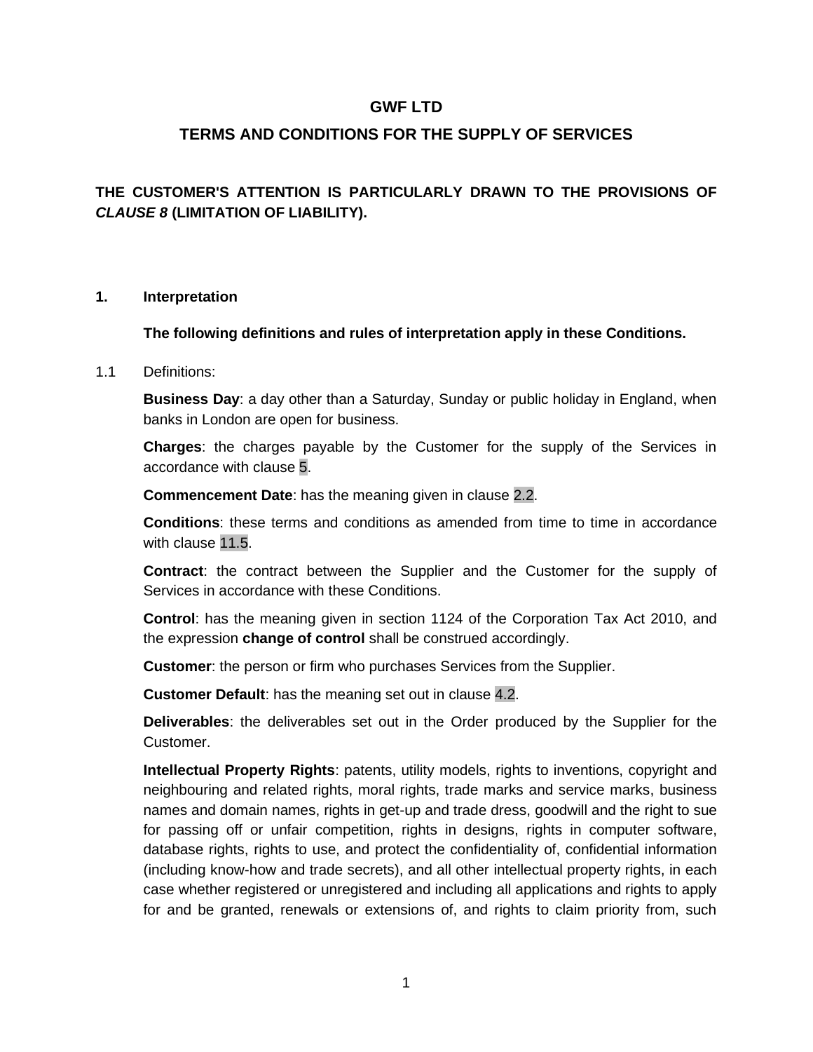# GWF LTD

## TERMS AND CONDITIONS FOR THE SUPPLY OF SERVICES

**THE CUSTOMER'S ATTENTION IS PARTICULARLY DRAWN TO THE PROVISIONS OF *CLAUSE 8* (LIMITATION OF LIABILITY).**

### 1. Interpretation

**The following definitions and rules of interpretation apply in these Conditions.**

1.1 Definitions:

**Business Day**: a day other than a Saturday, Sunday or public holiday in England, when banks in London are open for business.

**Charges**: the charges payable by the Customer for the supply of the Services in accordance with clause 5.

**Commencement Date**: has the meaning given in clause 2.2.

**Conditions**: these terms and conditions as amended from time to time in accordance with clause 11.5.

**Contract**: the contract between the Supplier and the Customer for the supply of Services in accordance with these Conditions.

**Control**: has the meaning given in section 1124 of the Corporation Tax Act 2010, and the expression **change of control** shall be construed accordingly.

**Customer**: the person or firm who purchases Services from the Supplier.

**Customer Default**: has the meaning set out in clause 4.2.

**Deliverables**: the deliverables set out in the Order produced by the Supplier for the Customer.

**Intellectual Property Rights**: patents, utility models, rights to inventions, copyright and neighbouring and related rights, moral rights, trade marks and service marks, business names and domain names, rights in get-up and trade dress, goodwill and the right to sue for passing off or unfair competition, rights in designs, rights in computer software, database rights, rights to use, and protect the confidentiality of, confidential information (including know-how and trade secrets), and all other intellectual property rights, in each case whether registered or unregistered and including all applications and rights to apply for and be granted, renewals or extensions of, and rights to claim priority from, such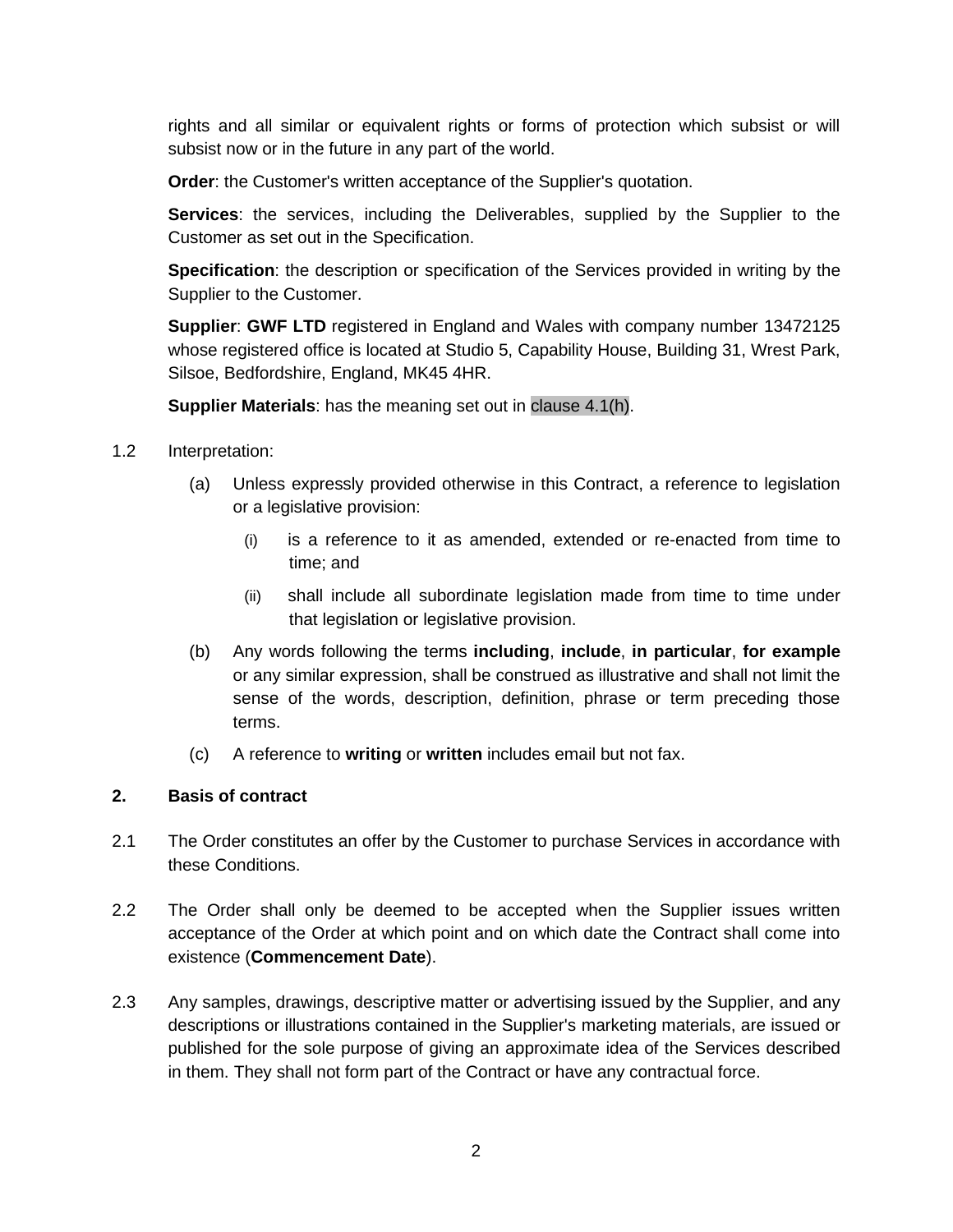rights and all similar or equivalent rights or forms of protection which subsist or will subsist now or in the future in any part of the world.

**Order**: the Customer's written acceptance of the Supplier's quotation.

**Services**: the services, including the Deliverables, supplied by the Supplier to the Customer as set out in the Specification.

**Specification**: the description or specification of the Services provided in writing by the Supplier to the Customer.

**Supplier**: **GWF LTD** registered in England and Wales with company number 13472125 whose registered office is located at Studio 5, Capability House, Building 31, Wrest Park, Silsoe, Bedfordshire, England, MK45 4HR.

**Supplier Materials**: has the meaning set out in clause 4.1(h).

1.2 Interpretation:

(a) Unless expressly provided otherwise in this Contract, a reference to legislation or a legislative provision:

(i) is a reference to it as amended, extended or re-enacted from time to time; and

(ii) shall include all subordinate legislation made from time to time under that legislation or legislative provision.

(b) Any words following the terms **including**, **include**, **in particular**, **for example** or any similar expression, shall be construed as illustrative and shall not limit the sense of the words, description, definition, phrase or term preceding those terms.

(c) A reference to **writing** or **written** includes email but not fax.

## 2. Basis of contract

2.1 The Order constitutes an offer by the Customer to purchase Services in accordance with these Conditions.

2.2 The Order shall only be deemed to be accepted when the Supplier issues written acceptance of the Order at which point and on which date the Contract shall come into existence (**Commencement Date**).

2.3 Any samples, drawings, descriptive matter or advertising issued by the Supplier, and any descriptions or illustrations contained in the Supplier's marketing materials, are issued or published for the sole purpose of giving an approximate idea of the Services described in them. They shall not form part of the Contract or have any contractual force.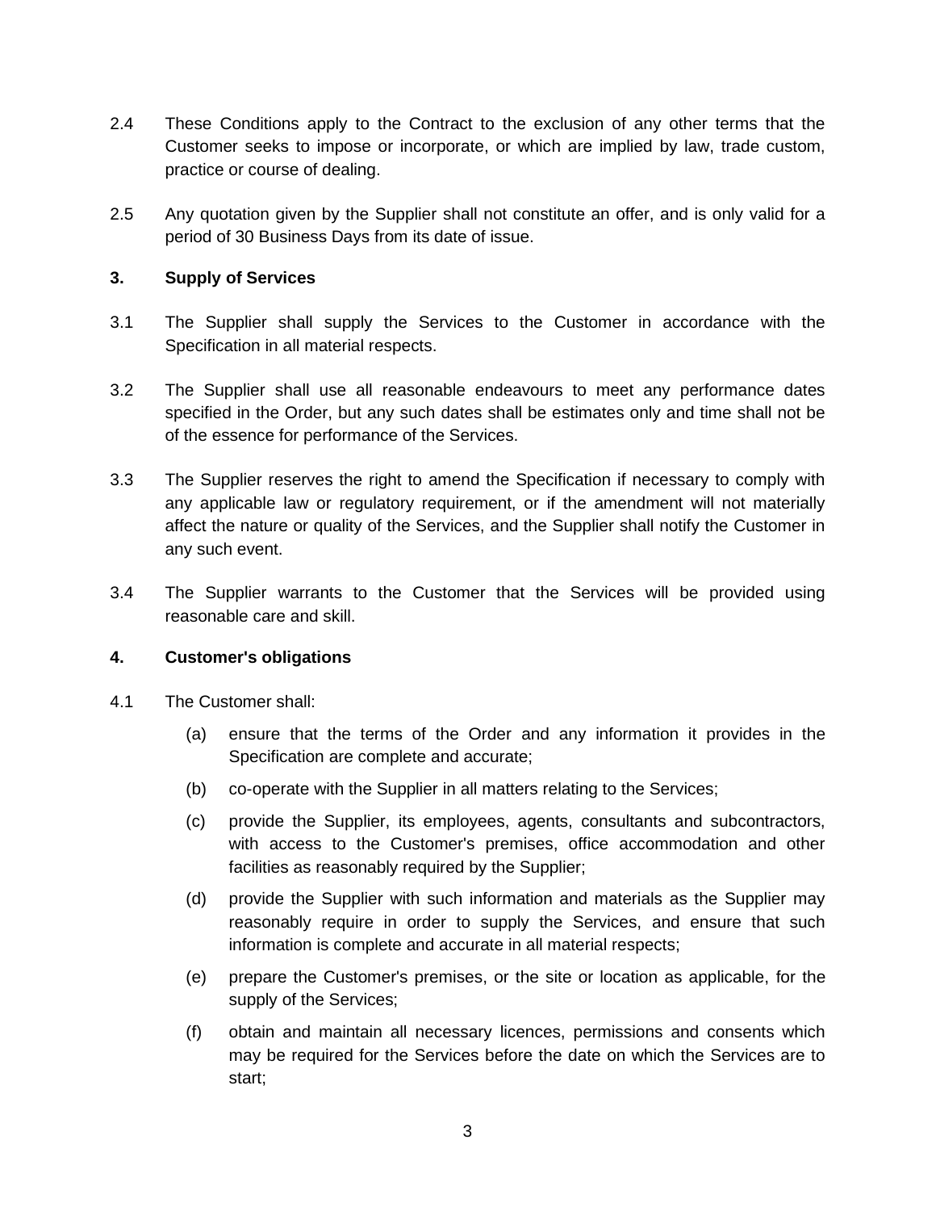2.4 These Conditions apply to the Contract to the exclusion of any other terms that the Customer seeks to impose or incorporate, or which are implied by law, trade custom, practice or course of dealing.

2.5 Any quotation given by the Supplier shall not constitute an offer, and is only valid for a period of 30 Business Days from its date of issue.

## 3. Supply of Services

3.1 The Supplier shall supply the Services to the Customer in accordance with the Specification in all material respects.

3.2 The Supplier shall use all reasonable endeavours to meet any performance dates specified in the Order, but any such dates shall be estimates only and time shall not be of the essence for performance of the Services.

3.3 The Supplier reserves the right to amend the Specification if necessary to comply with any applicable law or regulatory requirement, or if the amendment will not materially affect the nature or quality of the Services, and the Supplier shall notify the Customer in any such event.

3.4 The Supplier warrants to the Customer that the Services will be provided using reasonable care and skill.

## 4. Customer's obligations

4.1 The Customer shall:

(a) ensure that the terms of the Order and any information it provides in the Specification are complete and accurate;

(b) co-operate with the Supplier in all matters relating to the Services;

(c) provide the Supplier, its employees, agents, consultants and subcontractors, with access to the Customer's premises, office accommodation and other facilities as reasonably required by the Supplier;

(d) provide the Supplier with such information and materials as the Supplier may reasonably require in order to supply the Services, and ensure that such information is complete and accurate in all material respects;

(e) prepare the Customer's premises, or the site or location as applicable, for the supply of the Services;

(f) obtain and maintain all necessary licences, permissions and consents which may be required for the Services before the date on which the Services are to start;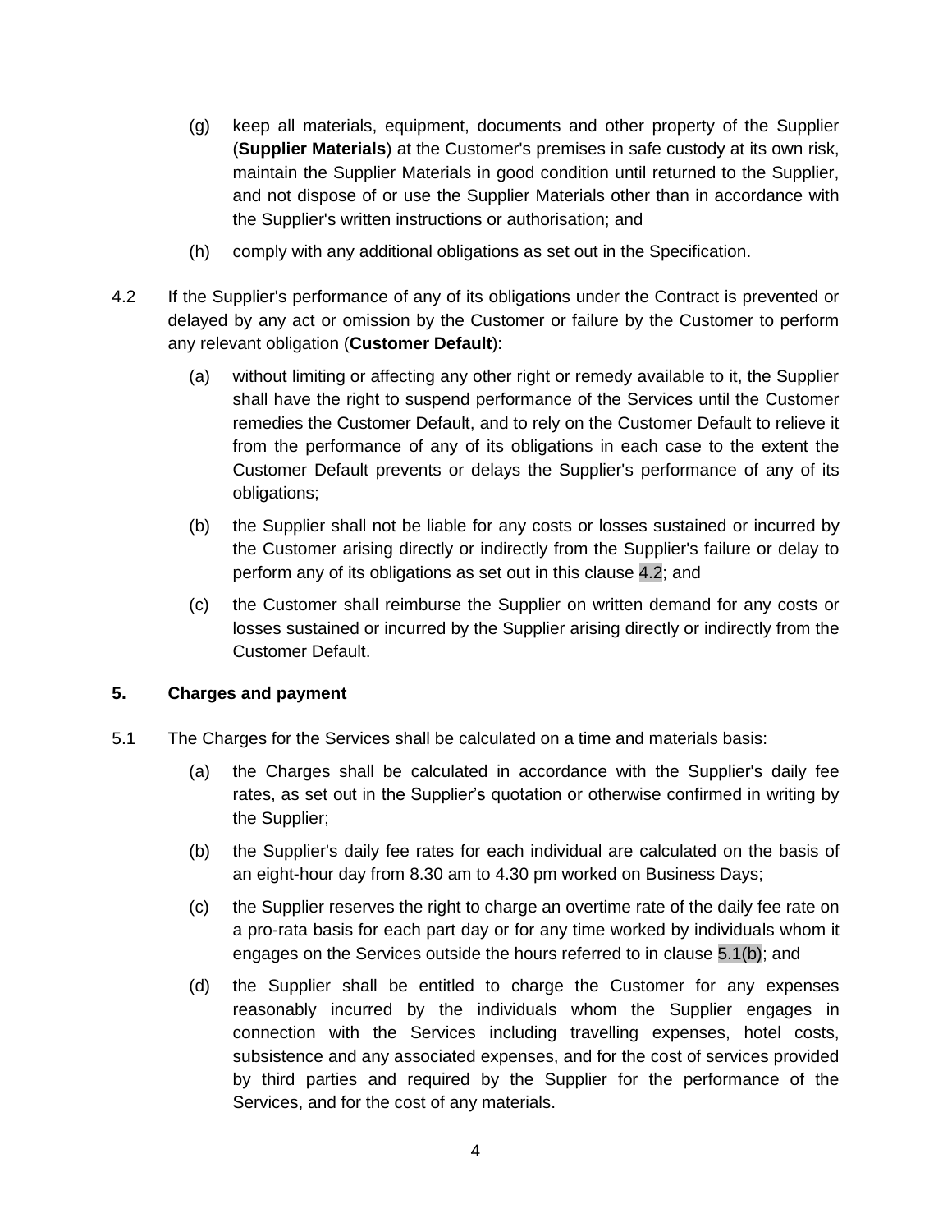(g) keep all materials, equipment, documents and other property of the Supplier (**Supplier Materials**) at the Customer's premises in safe custody at its own risk, maintain the Supplier Materials in good condition until returned to the Supplier, and not dispose of or use the Supplier Materials other than in accordance with the Supplier's written instructions or authorisation; and

(h) comply with any additional obligations as set out in the Specification.

4.2 If the Supplier's performance of any of its obligations under the Contract is prevented or delayed by any act or omission by the Customer or failure by the Customer to perform any relevant obligation (**Customer Default**):

(a) without limiting or affecting any other right or remedy available to it, the Supplier shall have the right to suspend performance of the Services until the Customer remedies the Customer Default, and to rely on the Customer Default to relieve it from the performance of any of its obligations in each case to the extent the Customer Default prevents or delays the Supplier's performance of any of its obligations;

(b) the Supplier shall not be liable for any costs or losses sustained or incurred by the Customer arising directly or indirectly from the Supplier's failure or delay to perform any of its obligations as set out in this clause 4.2; and

(c) the Customer shall reimburse the Supplier on written demand for any costs or losses sustained or incurred by the Supplier arising directly or indirectly from the Customer Default.

## 5. Charges and payment

5.1 The Charges for the Services shall be calculated on a time and materials basis:

(a) the Charges shall be calculated in accordance with the Supplier's daily fee rates, as set out in the Supplier's quotation or otherwise confirmed in writing by the Supplier;

(b) the Supplier's daily fee rates for each individual are calculated on the basis of an eight-hour day from 8.30 am to 4.30 pm worked on Business Days;

(c) the Supplier reserves the right to charge an overtime rate of the daily fee rate on a pro-rata basis for each part day or for any time worked by individuals whom it engages on the Services outside the hours referred to in clause 5.1(b); and

(d) the Supplier shall be entitled to charge the Customer for any expenses reasonably incurred by the individuals whom the Supplier engages in connection with the Services including travelling expenses, hotel costs, subsistence and any associated expenses, and for the cost of services provided by third parties and required by the Supplier for the performance of the Services, and for the cost of any materials.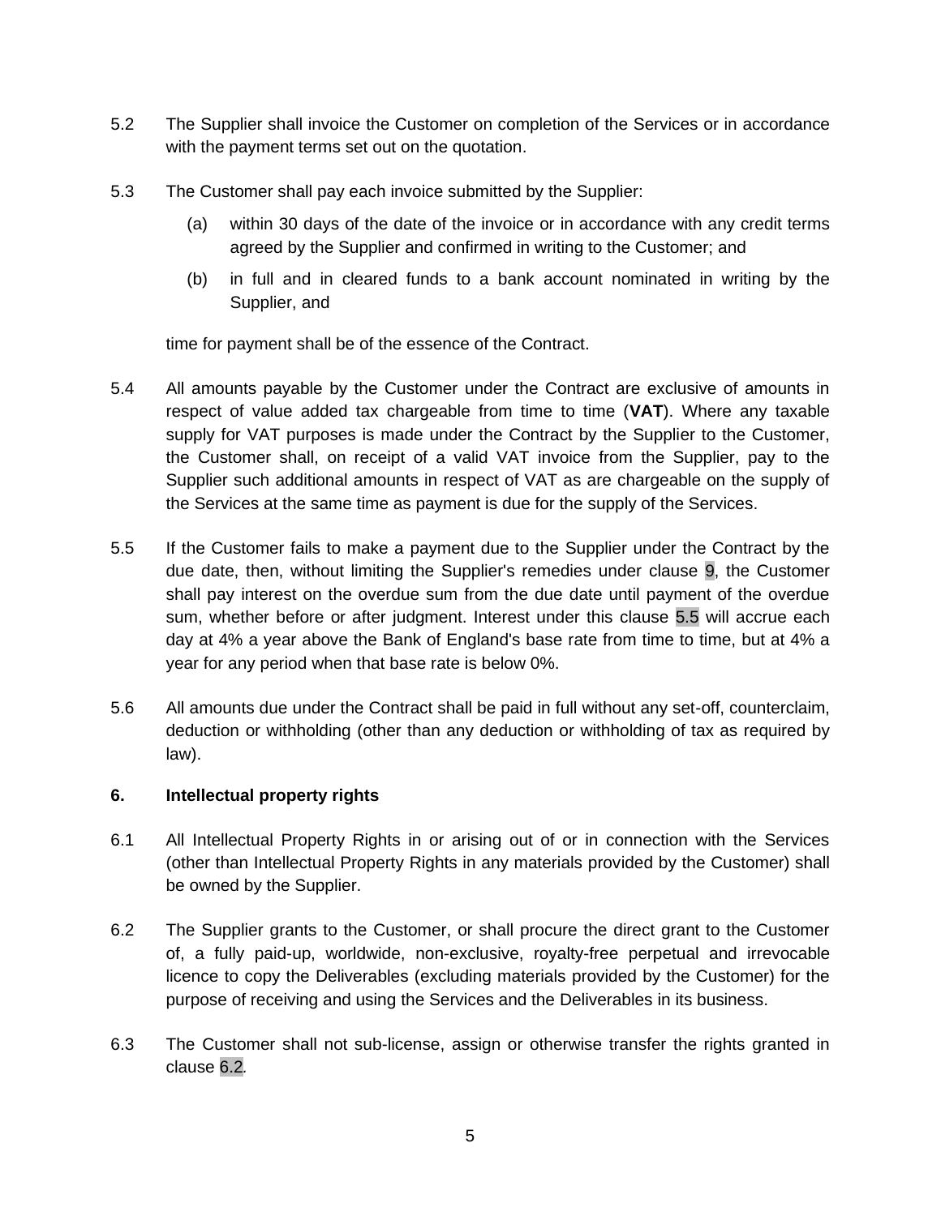5.2 The Supplier shall invoice the Customer on completion of the Services or in accordance with the payment terms set out on the quotation.

5.3 The Customer shall pay each invoice submitted by the Supplier:

(a) within 30 days of the date of the invoice or in accordance with any credit terms agreed by the Supplier and confirmed in writing to the Customer; and

(b) in full and in cleared funds to a bank account nominated in writing by the Supplier, and

time for payment shall be of the essence of the Contract.

5.4 All amounts payable by the Customer under the Contract are exclusive of amounts in respect of value added tax chargeable from time to time (**VAT**). Where any taxable supply for VAT purposes is made under the Contract by the Supplier to the Customer, the Customer shall, on receipt of a valid VAT invoice from the Supplier, pay to the Supplier such additional amounts in respect of VAT as are chargeable on the supply of the Services at the same time as payment is due for the supply of the Services.

5.5 If the Customer fails to make a payment due to the Supplier under the Contract by the due date, then, without limiting the Supplier's remedies under clause 9, the Customer shall pay interest on the overdue sum from the due date until payment of the overdue sum, whether before or after judgment. Interest under this clause 5.5 will accrue each day at 4% a year above the Bank of England's base rate from time to time, but at 4% a year for any period when that base rate is below 0%.

5.6 All amounts due under the Contract shall be paid in full without any set-off, counterclaim, deduction or withholding (other than any deduction or withholding of tax as required by law).

## 6. Intellectual property rights

6.1 All Intellectual Property Rights in or arising out of or in connection with the Services (other than Intellectual Property Rights in any materials provided by the Customer) shall be owned by the Supplier.

6.2 The Supplier grants to the Customer, or shall procure the direct grant to the Customer of, a fully paid-up, worldwide, non-exclusive, royalty-free perpetual and irrevocable licence to copy the Deliverables (excluding materials provided by the Customer) for the purpose of receiving and using the Services and the Deliverables in its business.

6.3 The Customer shall not sub-license, assign or otherwise transfer the rights granted in clause 6.2.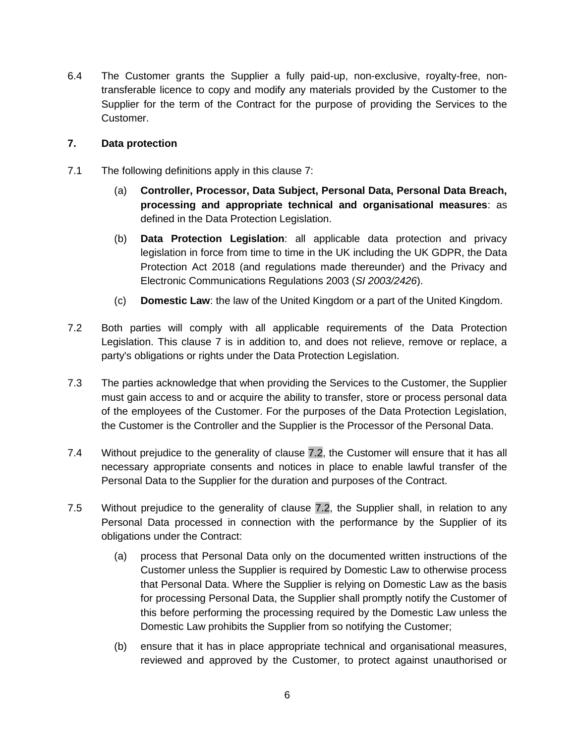6.4 The Customer grants the Supplier a fully paid-up, non-exclusive, royalty-free, non-transferable licence to copy and modify any materials provided by the Customer to the Supplier for the term of the Contract for the purpose of providing the Services to the Customer.

## 7. Data protection

7.1 The following definitions apply in this clause 7:

(a) **Controller, Processor, Data Subject, Personal Data, Personal Data Breach, processing and appropriate technical and organisational measures**: as defined in the Data Protection Legislation.

(b) **Data Protection Legislation**: all applicable data protection and privacy legislation in force from time to time in the UK including the UK GDPR, the Data Protection Act 2018 (and regulations made thereunder) and the Privacy and Electronic Communications Regulations 2003 (*SI 2003/2426*).

(c) **Domestic Law**: the law of the United Kingdom or a part of the United Kingdom.

7.2 Both parties will comply with all applicable requirements of the Data Protection Legislation. This clause 7 is in addition to, and does not relieve, remove or replace, a party's obligations or rights under the Data Protection Legislation.

7.3 The parties acknowledge that when providing the Services to the Customer, the Supplier must gain access to and or acquire the ability to transfer, store or process personal data of the employees of the Customer. For the purposes of the Data Protection Legislation, the Customer is the Controller and the Supplier is the Processor of the Personal Data.

7.4 Without prejudice to the generality of clause 7.2, the Customer will ensure that it has all necessary appropriate consents and notices in place to enable lawful transfer of the Personal Data to the Supplier for the duration and purposes of the Contract.

7.5 Without prejudice to the generality of clause 7.2, the Supplier shall, in relation to any Personal Data processed in connection with the performance by the Supplier of its obligations under the Contract:

(a) process that Personal Data only on the documented written instructions of the Customer unless the Supplier is required by Domestic Law to otherwise process that Personal Data. Where the Supplier is relying on Domestic Law as the basis for processing Personal Data, the Supplier shall promptly notify the Customer of this before performing the processing required by the Domestic Law unless the Domestic Law prohibits the Supplier from so notifying the Customer;

(b) ensure that it has in place appropriate technical and organisational measures, reviewed and approved by the Customer, to protect against unauthorised or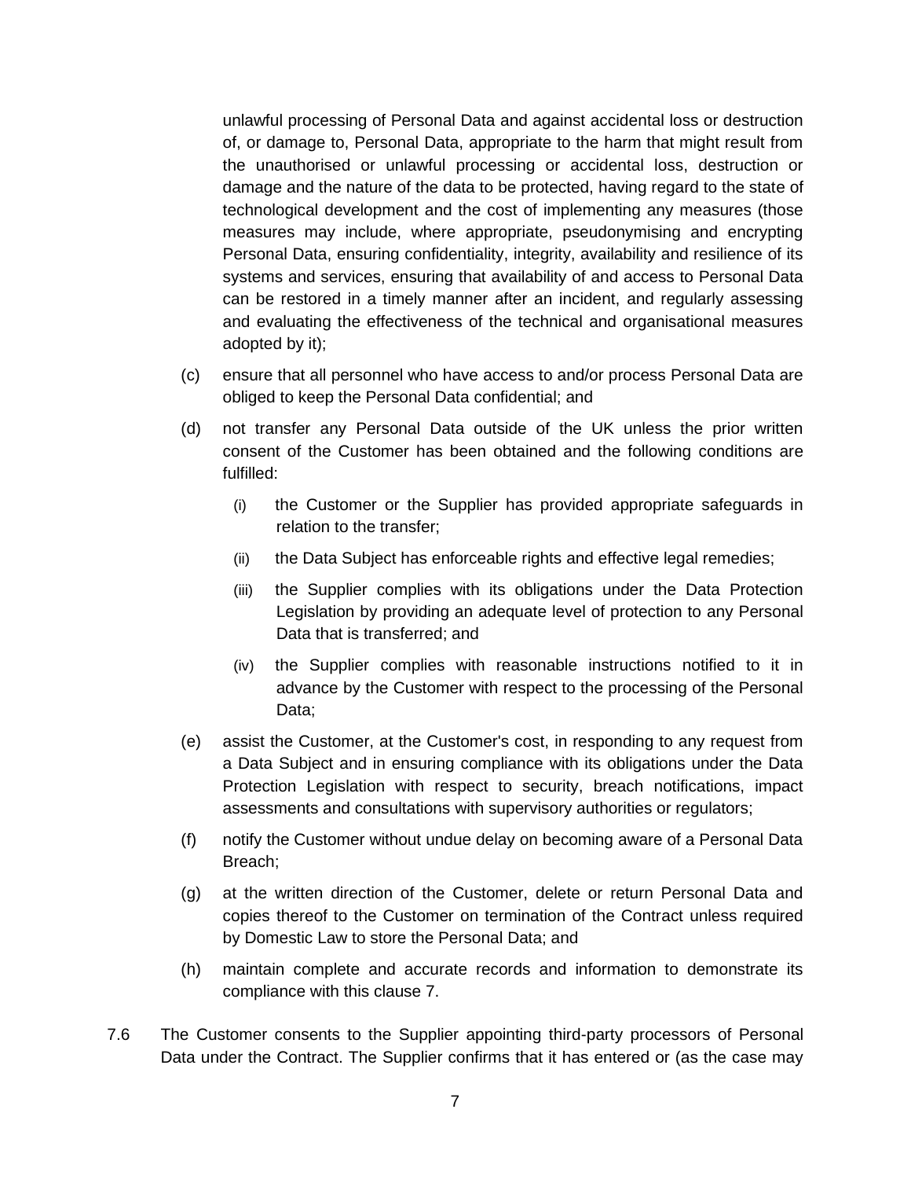unlawful processing of Personal Data and against accidental loss or destruction of, or damage to, Personal Data, appropriate to the harm that might result from the unauthorised or unlawful processing or accidental loss, destruction or damage and the nature of the data to be protected, having regard to the state of technological development and the cost of implementing any measures (those measures may include, where appropriate, pseudonymising and encrypting Personal Data, ensuring confidentiality, integrity, availability and resilience of its systems and services, ensuring that availability of and access to Personal Data can be restored in a timely manner after an incident, and regularly assessing and evaluating the effectiveness of the technical and organisational measures adopted by it);

(c) ensure that all personnel who have access to and/or process Personal Data are obliged to keep the Personal Data confidential; and

(d) not transfer any Personal Data outside of the UK unless the prior written consent of the Customer has been obtained and the following conditions are fulfilled:

   (i) the Customer or the Supplier has provided appropriate safeguards in relation to the transfer;

   (ii) the Data Subject has enforceable rights and effective legal remedies;

   (iii) the Supplier complies with its obligations under the Data Protection Legislation by providing an adequate level of protection to any Personal Data that is transferred; and

   (iv) the Supplier complies with reasonable instructions notified to it in advance by the Customer with respect to the processing of the Personal Data;

(e) assist the Customer, at the Customer's cost, in responding to any request from a Data Subject and in ensuring compliance with its obligations under the Data Protection Legislation with respect to security, breach notifications, impact assessments and consultations with supervisory authorities or regulators;

(f) notify the Customer without undue delay on becoming aware of a Personal Data Breach;

(g) at the written direction of the Customer, delete or return Personal Data and copies thereof to the Customer on termination of the Contract unless required by Domestic Law to store the Personal Data; and

(h) maintain complete and accurate records and information to demonstrate its compliance with this clause 7.

7.6 The Customer consents to the Supplier appointing third-party processors of Personal Data under the Contract. The Supplier confirms that it has entered or (as the case may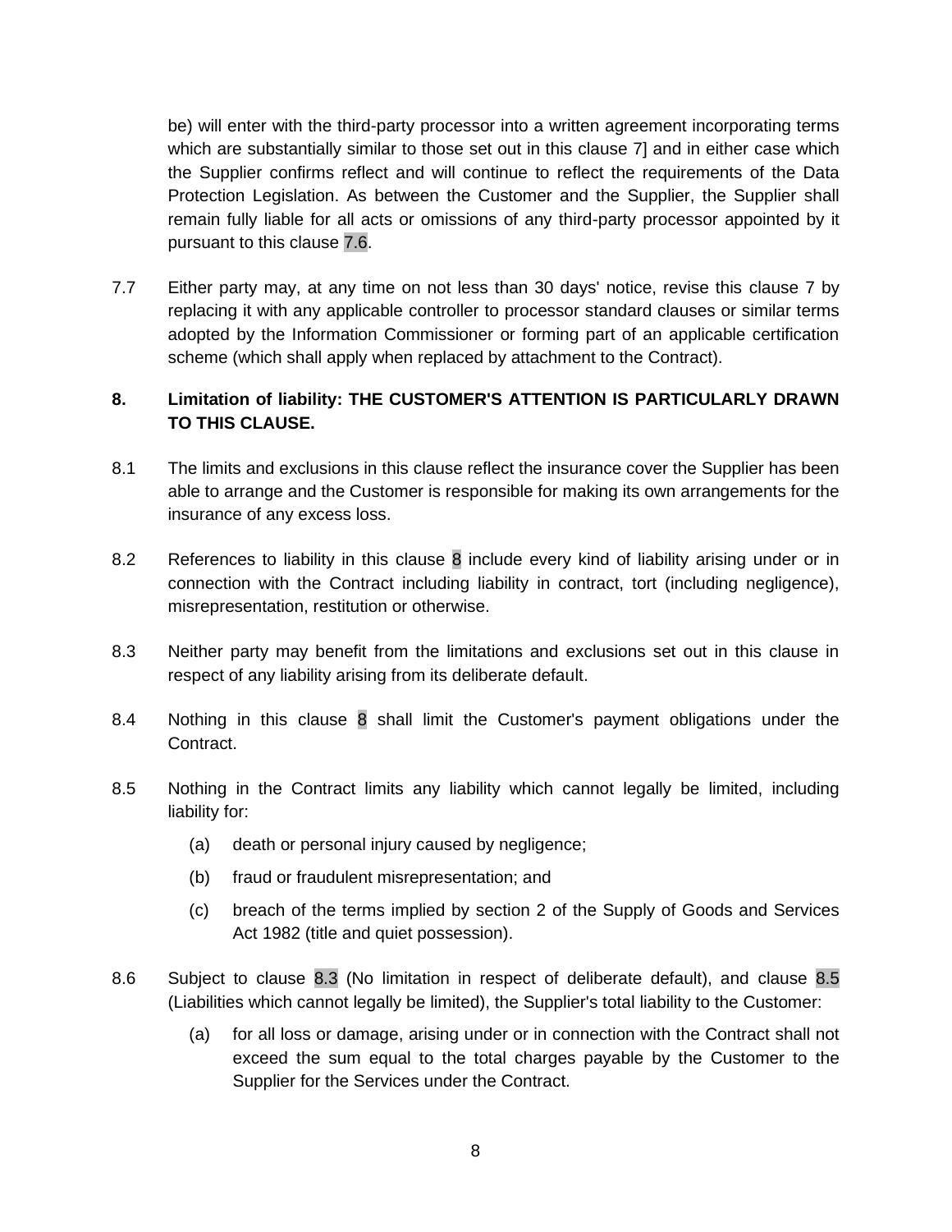be) will enter with the third-party processor into a written agreement incorporating terms which are substantially similar to those set out in this clause 7] and in either case which the Supplier confirms reflect and will continue to reflect the requirements of the Data Protection Legislation. As between the Customer and the Supplier, the Supplier shall remain fully liable for all acts or omissions of any third-party processor appointed by it pursuant to this clause 7.6.

7.7 Either party may, at any time on not less than 30 days' notice, revise this clause 7 by replacing it with any applicable controller to processor standard clauses or similar terms adopted by the Information Commissioner or forming part of an applicable certification scheme (which shall apply when replaced by attachment to the Contract).

## 8. Limitation of liability: THE CUSTOMER'S ATTENTION IS PARTICULARLY DRAWN TO THIS CLAUSE.

8.1 The limits and exclusions in this clause reflect the insurance cover the Supplier has been able to arrange and the Customer is responsible for making its own arrangements for the insurance of any excess loss.

8.2 References to liability in this clause 8 include every kind of liability arising under or in connection with the Contract including liability in contract, tort (including negligence), misrepresentation, restitution or otherwise.

8.3 Neither party may benefit from the limitations and exclusions set out in this clause in respect of any liability arising from its deliberate default.

8.4 Nothing in this clause 8 shall limit the Customer's payment obligations under the Contract.

8.5 Nothing in the Contract limits any liability which cannot legally be limited, including liability for:

(a) death or personal injury caused by negligence;

(b) fraud or fraudulent misrepresentation; and

(c) breach of the terms implied by section 2 of the Supply of Goods and Services Act 1982 (title and quiet possession).

8.6 Subject to clause 8.3 (No limitation in respect of deliberate default), and clause 8.5 (Liabilities which cannot legally be limited), the Supplier's total liability to the Customer:

(a) for all loss or damage, arising under or in connection with the Contract shall not exceed the sum equal to the total charges payable by the Customer to the Supplier for the Services under the Contract.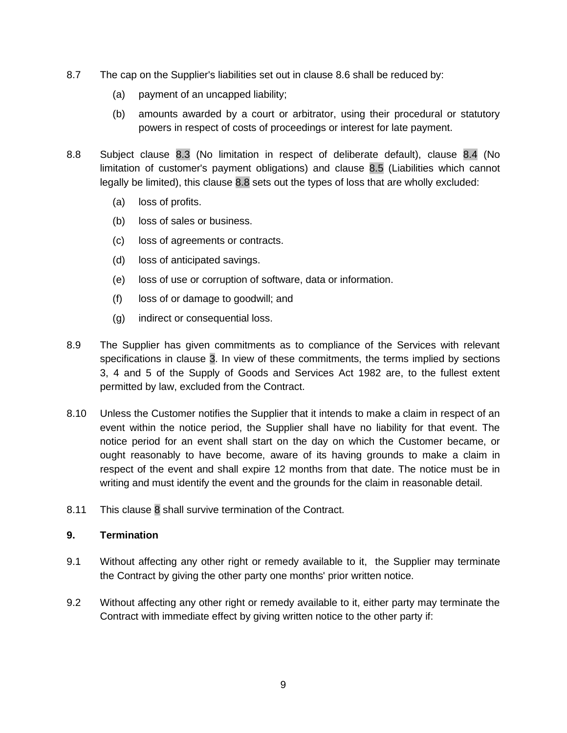8.7 The cap on the Supplier's liabilities set out in clause 8.6 shall be reduced by:

(a) payment of an uncapped liability;

(b) amounts awarded by a court or arbitrator, using their procedural or statutory powers in respect of costs of proceedings or interest for late payment.

8.8 Subject clause 8.3 (No limitation in respect of deliberate default), clause 8.4 (No limitation of customer's payment obligations) and clause 8.5 (Liabilities which cannot legally be limited), this clause 8.8 sets out the types of loss that are wholly excluded:

(a) loss of profits.

(b) loss of sales or business.

(c) loss of agreements or contracts.

(d) loss of anticipated savings.

(e) loss of use or corruption of software, data or information.

(f) loss of or damage to goodwill; and

(g) indirect or consequential loss.

8.9 The Supplier has given commitments as to compliance of the Services with relevant specifications in clause 3. In view of these commitments, the terms implied by sections 3, 4 and 5 of the Supply of Goods and Services Act 1982 are, to the fullest extent permitted by law, excluded from the Contract.

8.10 Unless the Customer notifies the Supplier that it intends to make a claim in respect of an event within the notice period, the Supplier shall have no liability for that event. The notice period for an event shall start on the day on which the Customer became, or ought reasonably to have become, aware of its having grounds to make a claim in respect of the event and shall expire 12 months from that date. The notice must be in writing and must identify the event and the grounds for the claim in reasonable detail.

8.11 This clause 8 shall survive termination of the Contract.

## 9. Termination

9.1 Without affecting any other right or remedy available to it, the Supplier may terminate the Contract by giving the other party one months' prior written notice.

9.2 Without affecting any other right or remedy available to it, either party may terminate the Contract with immediate effect by giving written notice to the other party if: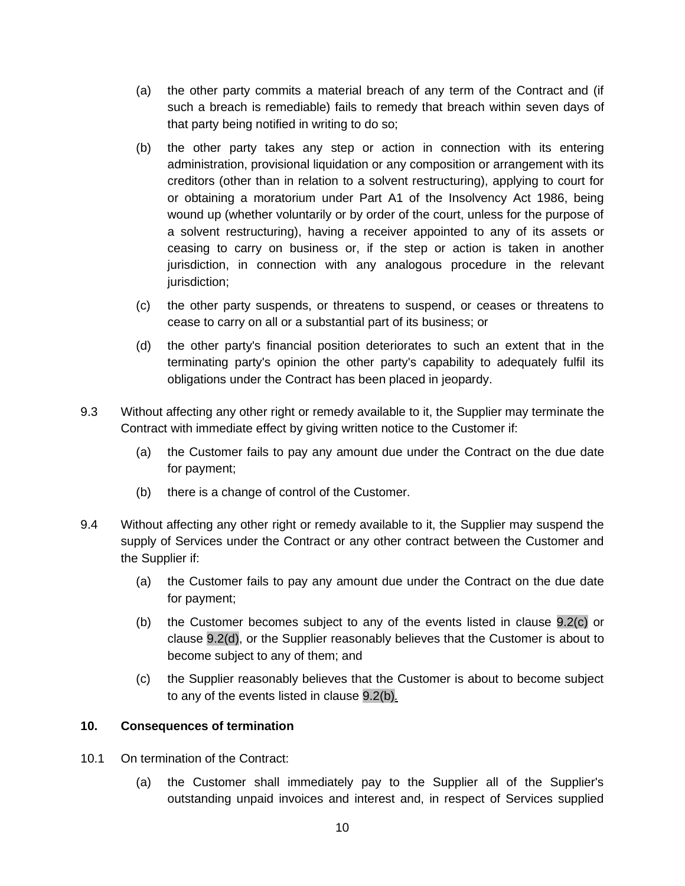(a) the other party commits a material breach of any term of the Contract and (if such a breach is remediable) fails to remedy that breach within seven days of that party being notified in writing to do so;

(b) the other party takes any step or action in connection with its entering administration, provisional liquidation or any composition or arrangement with its creditors (other than in relation to a solvent restructuring), applying to court for or obtaining a moratorium under Part A1 of the Insolvency Act 1986, being wound up (whether voluntarily or by order of the court, unless for the purpose of a solvent restructuring), having a receiver appointed to any of its assets or ceasing to carry on business or, if the step or action is taken in another jurisdiction, in connection with any analogous procedure in the relevant jurisdiction;

(c) the other party suspends, or threatens to suspend, or ceases or threatens to cease to carry on all or a substantial part of its business; or

(d) the other party's financial position deteriorates to such an extent that in the terminating party's opinion the other party's capability to adequately fulfil its obligations under the Contract has been placed in jeopardy.

9.3 Without affecting any other right or remedy available to it, the Supplier may terminate the Contract with immediate effect by giving written notice to the Customer if:

(a) the Customer fails to pay any amount due under the Contract on the due date for payment;

(b) there is a change of control of the Customer.

9.4 Without affecting any other right or remedy available to it, the Supplier may suspend the supply of Services under the Contract or any other contract between the Customer and the Supplier if:

(a) the Customer fails to pay any amount due under the Contract on the due date for payment;

(b) the Customer becomes subject to any of the events listed in clause 9.2(c) or clause 9.2(d), or the Supplier reasonably believes that the Customer is about to become subject to any of them; and

(c) the Supplier reasonably believes that the Customer is about to become subject to any of the events listed in clause 9.2(b).

**10. Consequences of termination**

10.1 On termination of the Contract:

(a) the Customer shall immediately pay to the Supplier all of the Supplier's outstanding unpaid invoices and interest and, in respect of Services supplied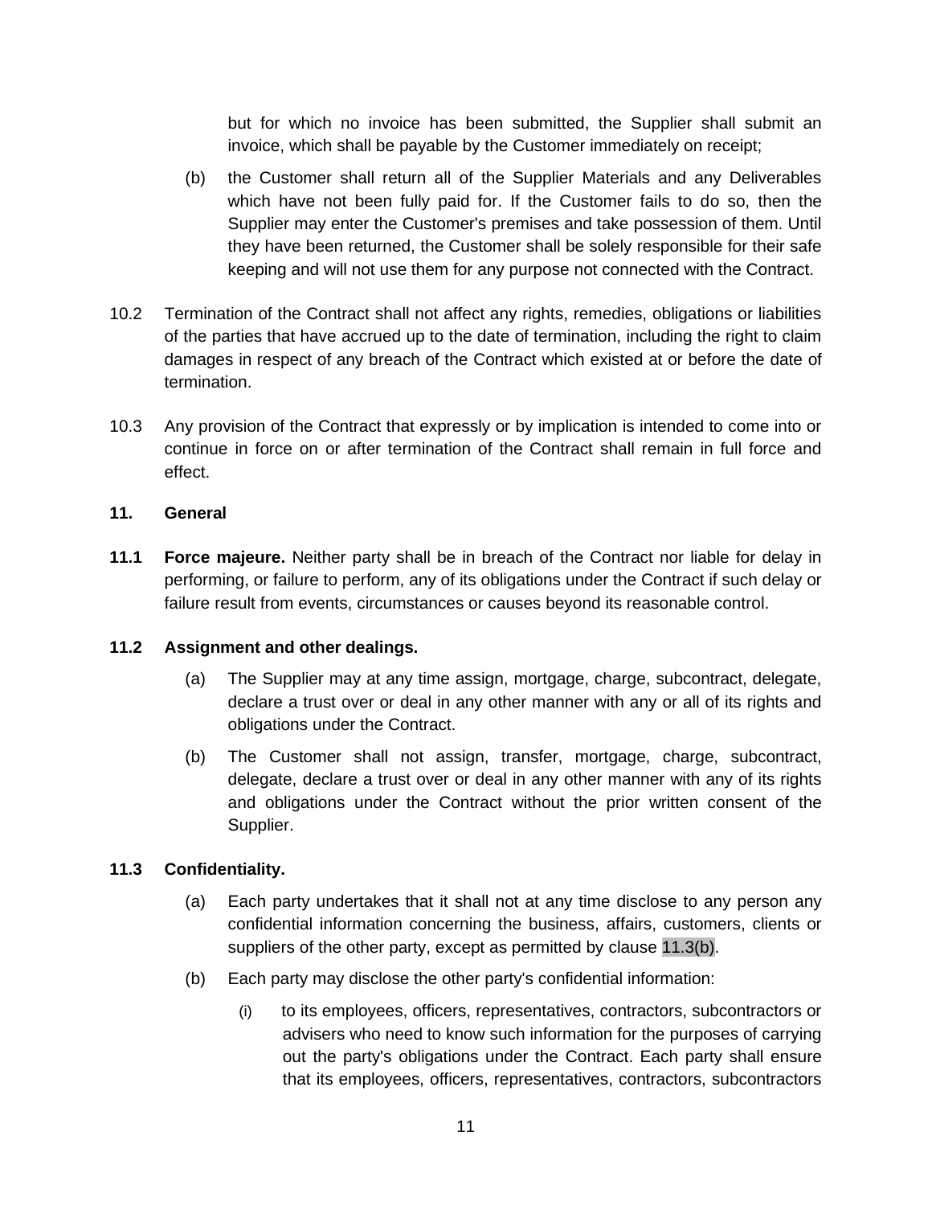but for which no invoice has been submitted, the Supplier shall submit an invoice, which shall be payable by the Customer immediately on receipt;

(b) the Customer shall return all of the Supplier Materials and any Deliverables which have not been fully paid for. If the Customer fails to do so, then the Supplier may enter the Customer's premises and take possession of them. Until they have been returned, the Customer shall be solely responsible for their safe keeping and will not use them for any purpose not connected with the Contract.

10.2 Termination of the Contract shall not affect any rights, remedies, obligations or liabilities of the parties that have accrued up to the date of termination, including the right to claim damages in respect of any breach of the Contract which existed at or before the date of termination.

10.3 Any provision of the Contract that expressly or by implication is intended to come into or continue in force on or after termination of the Contract shall remain in full force and effect.

## 11. General

**11.1 Force majeure.** Neither party shall be in breach of the Contract nor liable for delay in performing, or failure to perform, any of its obligations under the Contract if such delay or failure result from events, circumstances or causes beyond its reasonable control.

**11.2 Assignment and other dealings.**

(a) The Supplier may at any time assign, mortgage, charge, subcontract, delegate, declare a trust over or deal in any other manner with any or all of its rights and obligations under the Contract.

(b) The Customer shall not assign, transfer, mortgage, charge, subcontract, delegate, declare a trust over or deal in any other manner with any of its rights and obligations under the Contract without the prior written consent of the Supplier.

**11.3 Confidentiality.**

(a) Each party undertakes that it shall not at any time disclose to any person any confidential information concerning the business, affairs, customers, clients or suppliers of the other party, except as permitted by clause 11.3(b).

(b) Each party may disclose the other party's confidential information:

(i) to its employees, officers, representatives, contractors, subcontractors or advisers who need to know such information for the purposes of carrying out the party's obligations under the Contract. Each party shall ensure that its employees, officers, representatives, contractors, subcontractors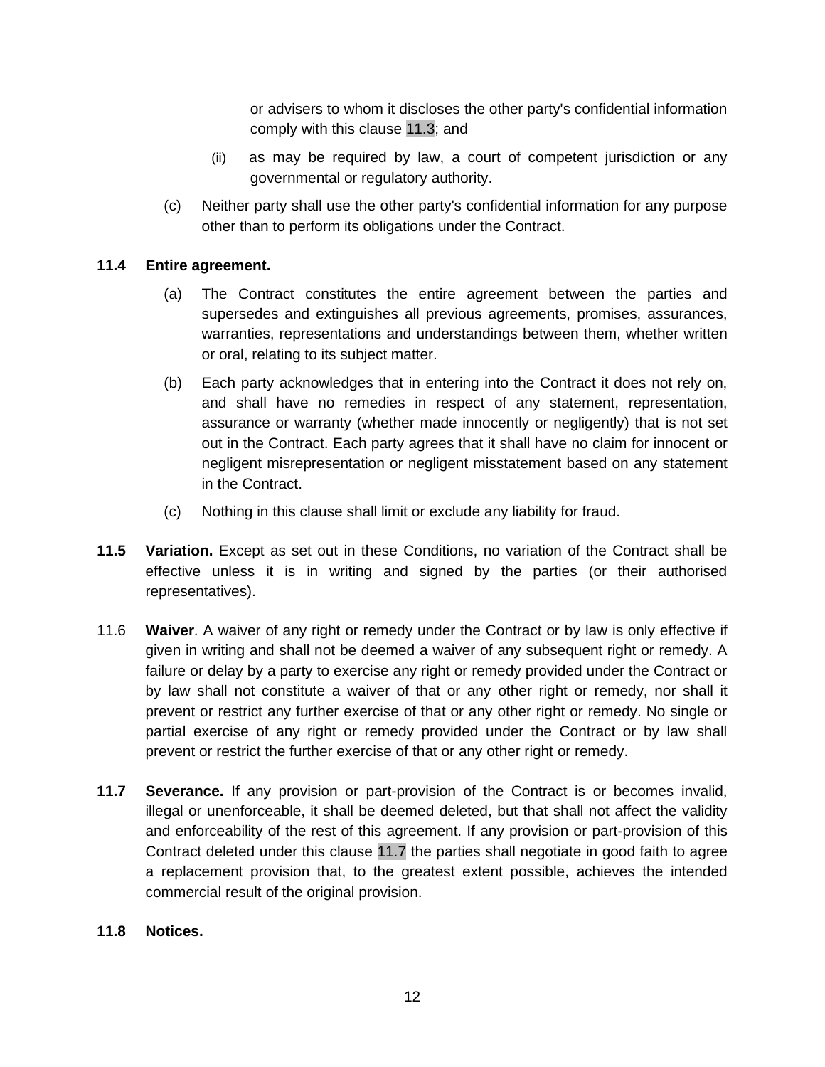or advisers to whom it discloses the other party's confidential information comply with this clause 11.3; and

(ii) as may be required by law, a court of competent jurisdiction or any governmental or regulatory authority.

(c) Neither party shall use the other party's confidential information for any purpose other than to perform its obligations under the Contract.

**11.4 Entire agreement.**

(a) The Contract constitutes the entire agreement between the parties and supersedes and extinguishes all previous agreements, promises, assurances, warranties, representations and understandings between them, whether written or oral, relating to its subject matter.

(b) Each party acknowledges that in entering into the Contract it does not rely on, and shall have no remedies in respect of any statement, representation, assurance or warranty (whether made innocently or negligently) that is not set out in the Contract. Each party agrees that it shall have no claim for innocent or negligent misrepresentation or negligent misstatement based on any statement in the Contract.

(c) Nothing in this clause shall limit or exclude any liability for fraud.

**11.5 Variation.** Except as set out in these Conditions, no variation of the Contract shall be effective unless it is in writing and signed by the parties (or their authorised representatives).

11.6 **Waiver**. A waiver of any right or remedy under the Contract or by law is only effective if given in writing and shall not be deemed a waiver of any subsequent right or remedy. A failure or delay by a party to exercise any right or remedy provided under the Contract or by law shall not constitute a waiver of that or any other right or remedy, nor shall it prevent or restrict any further exercise of that or any other right or remedy. No single or partial exercise of any right or remedy provided under the Contract or by law shall prevent or restrict the further exercise of that or any other right or remedy.

**11.7 Severance.** If any provision or part-provision of the Contract is or becomes invalid, illegal or unenforceable, it shall be deemed deleted, but that shall not affect the validity and enforceability of the rest of this agreement. If any provision or part-provision of this Contract deleted under this clause 11.7 the parties shall negotiate in good faith to agree a replacement provision that, to the greatest extent possible, achieves the intended commercial result of the original provision.

**11.8 Notices.**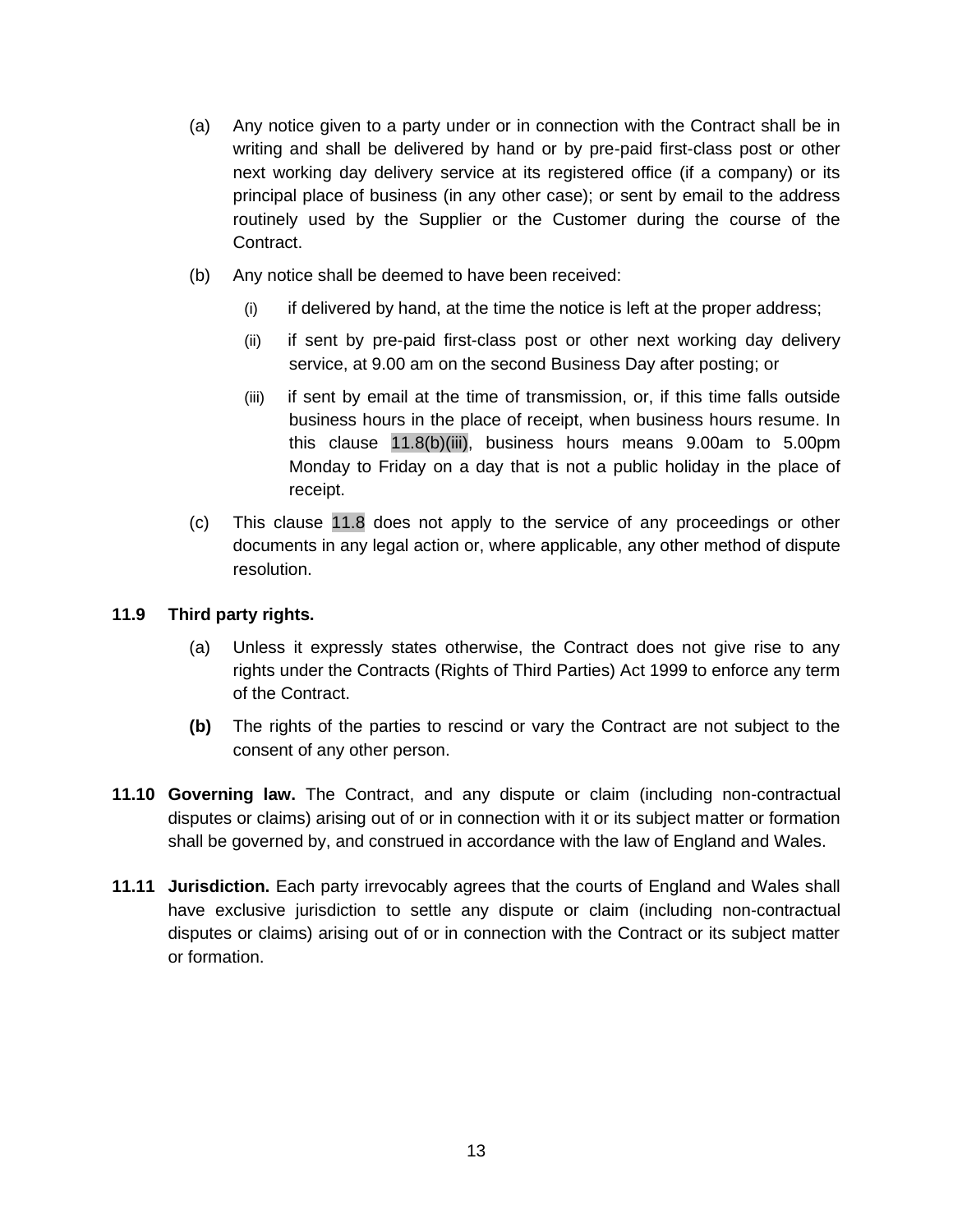(a) Any notice given to a party under or in connection with the Contract shall be in writing and shall be delivered by hand or by pre-paid first-class post or other next working day delivery service at its registered office (if a company) or its principal place of business (in any other case); or sent by email to the address routinely used by the Supplier or the Customer during the course of the Contract.

(b) Any notice shall be deemed to have been received:

(i) if delivered by hand, at the time the notice is left at the proper address;

(ii) if sent by pre-paid first-class post or other next working day delivery service, at 9.00 am on the second Business Day after posting; or

(iii) if sent by email at the time of transmission, or, if this time falls outside business hours in the place of receipt, when business hours resume. In this clause 11.8(b)(iii), business hours means 9.00am to 5.00pm Monday to Friday on a day that is not a public holiday in the place of receipt.

(c) This clause 11.8 does not apply to the service of any proceedings or other documents in any legal action or, where applicable, any other method of dispute resolution.

**11.9 Third party rights.**

(a) Unless it expressly states otherwise, the Contract does not give rise to any rights under the Contracts (Rights of Third Parties) Act 1999 to enforce any term of the Contract.

**(b)** The rights of the parties to rescind or vary the Contract are not subject to the consent of any other person.

**11.10 Governing law.** The Contract, and any dispute or claim (including non-contractual disputes or claims) arising out of or in connection with it or its subject matter or formation shall be governed by, and construed in accordance with the law of England and Wales.

**11.11 Jurisdiction.** Each party irrevocably agrees that the courts of England and Wales shall have exclusive jurisdiction to settle any dispute or claim (including non-contractual disputes or claims) arising out of or in connection with the Contract or its subject matter or formation.